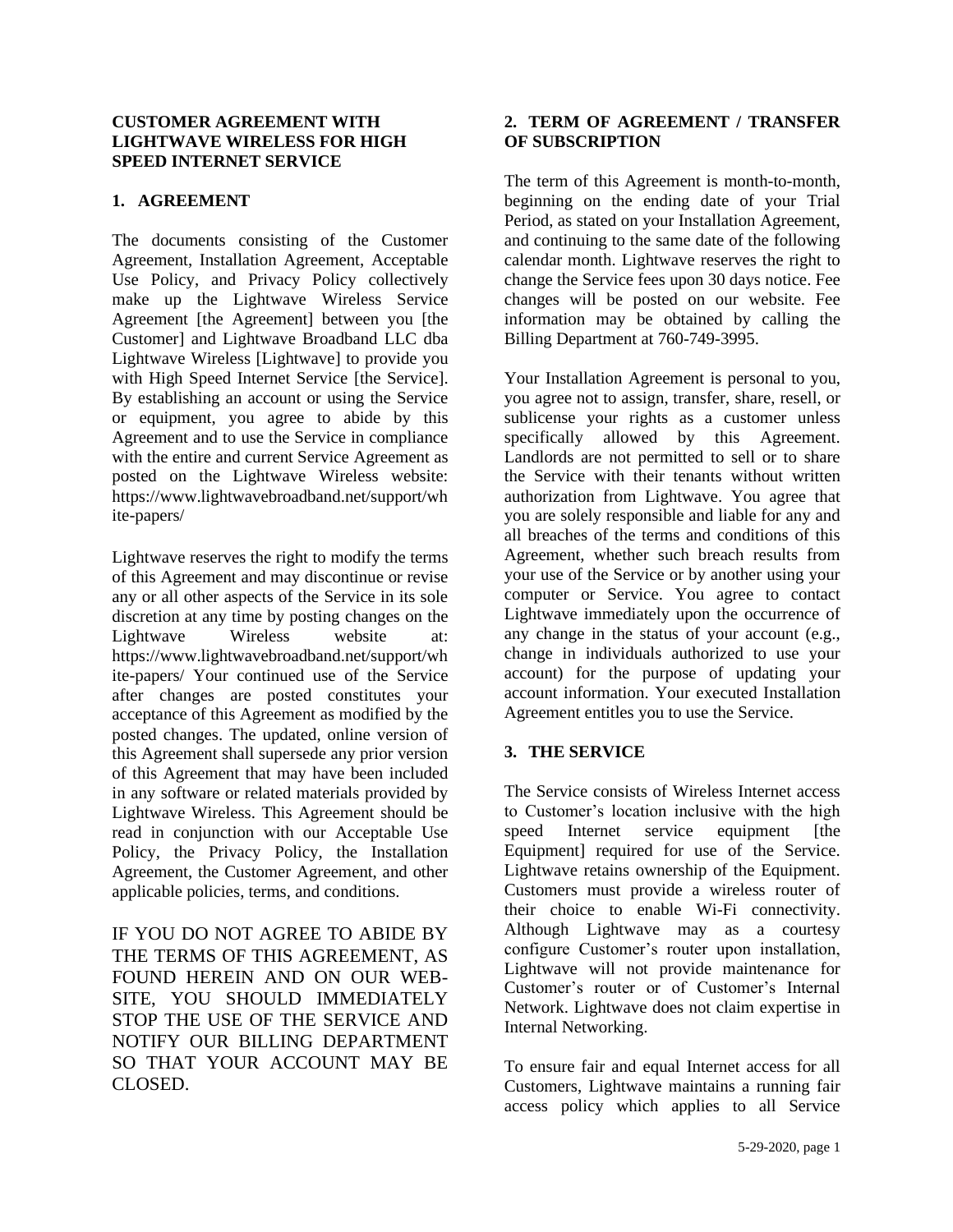# CUSTOMER AGREEMENT WITH LIGHTWAVE WIRELESS FOR HIGH SPEED INTERNET SERVICE

## 1. AGREEMENT

The documents consisting of the Customer Agreement, Installation Agreement, Acceptable Use Policy, and Privacy Policy collectively make up the Lightwave Wireless Service Agreement [the Agreement] between you [the Customer] and Lightwave Broadband LLC dba Lightwave Wireless [Lightwave] to provide you with High Speed Internet Service [the Service]. By establishing an account or using the Service or equipment, you agree to abide by this Agreement and to use the Service in compliance with the entire and current Service Agreement as posted on the Lightwave Wireless website: https://www.lightwavebroadband.net/support/white-papers/

Lightwave reserves the right to modify the terms of this Agreement and may discontinue or revise any or all other aspects of the Service in its sole discretion at any time by posting changes on the Lightwave Wireless website at: https://www.lightwavebroadband.net/support/white-papers/ Your continued use of the Service after changes are posted constitutes your acceptance of this Agreement as modified by the posted changes. The updated, online version of this Agreement shall supersede any prior version of this Agreement that may have been included in any software or related materials provided by Lightwave Wireless. This Agreement should be read in conjunction with our Acceptable Use Policy, the Privacy Policy, the Installation Agreement, the Customer Agreement, and other applicable policies, terms, and conditions.

IF YOU DO NOT AGREE TO ABIDE BY THE TERMS OF THIS AGREEMENT, AS FOUND HEREIN AND ON OUR WEB-SITE, YOU SHOULD IMMEDIATELY STOP THE USE OF THE SERVICE AND NOTIFY OUR BILLING DEPARTMENT SO THAT YOUR ACCOUNT MAY BE CLOSED.

## 2. TERM OF AGREEMENT / TRANSFER OF SUBSCRIPTION

The term of this Agreement is month-to-month, beginning on the ending date of your Trial Period, as stated on your Installation Agreement, and continuing to the same date of the following calendar month. Lightwave reserves the right to change the Service fees upon 30 days notice. Fee changes will be posted on our website. Fee information may be obtained by calling the Billing Department at 760-749-3995.

Your Installation Agreement is personal to you, you agree not to assign, transfer, share, resell, or sublicense your rights as a customer unless specifically allowed by this Agreement. Landlords are not permitted to sell or to share the Service with their tenants without written authorization from Lightwave. You agree that you are solely responsible and liable for any and all breaches of the terms and conditions of this Agreement, whether such breach results from your use of the Service or by another using your computer or Service. You agree to contact Lightwave immediately upon the occurrence of any change in the status of your account (e.g., change in individuals authorized to use your account) for the purpose of updating your account information. Your executed Installation Agreement entitles you to use the Service.

## 3. THE SERVICE

The Service consists of Wireless Internet access to Customer's location inclusive with the high speed Internet service equipment [the Equipment] required for use of the Service. Lightwave retains ownership of the Equipment. Customers must provide a wireless router of their choice to enable Wi-Fi connectivity. Although Lightwave may as a courtesy configure Customer's router upon installation, Lightwave will not provide maintenance for Customer's router or of Customer's Internal Network. Lightwave does not claim expertise in Internal Networking.

To ensure fair and equal Internet access for all Customers, Lightwave maintains a running fair access policy which applies to all Service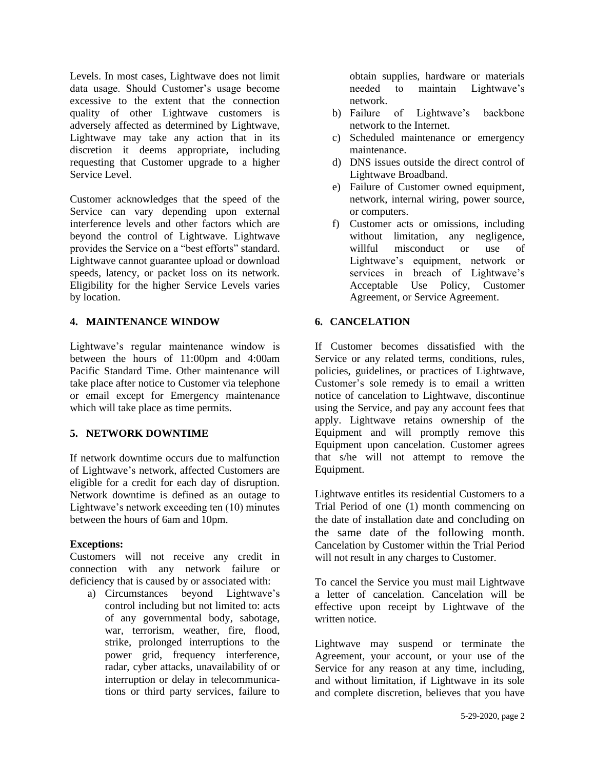Levels. In most cases, Lightwave does not limit data usage. Should Customer's usage become excessive to the extent that the connection quality of other Lightwave customers is adversely affected as determined by Lightwave, Lightwave may take any action that in its discretion it deems appropriate, including requesting that Customer upgrade to a higher Service Level.

Customer acknowledges that the speed of the Service can vary depending upon external interference levels and other factors which are beyond the control of Lightwave. Lightwave provides the Service on a "best efforts" standard. Lightwave cannot guarantee upload or download speeds, latency, or packet loss on its network. Eligibility for the higher Service Levels varies by location.

## 4. MAINTENANCE WINDOW

Lightwave's regular maintenance window is between the hours of 11:00pm and 4:00am Pacific Standard Time. Other maintenance will take place after notice to Customer via telephone or email except for Emergency maintenance which will take place as time permits.

## 5. NETWORK DOWNTIME

If network downtime occurs due to malfunction of Lightwave's network, affected Customers are eligible for a credit for each day of disruption. Network downtime is defined as an outage to Lightwave's network exceeding ten (10) minutes between the hours of 6am and 10pm.

**Exceptions:**
Customers will not receive any credit in connection with any network failure or deficiency that is caused by or associated with:

a) Circumstances beyond Lightwave's control including but not limited to: acts of any governmental body, sabotage, war, terrorism, weather, fire, flood, strike, prolonged interruptions to the power grid, frequency interference, radar, cyber attacks, unavailability of or interruption or delay in telecommunications or third party services, failure to obtain supplies, hardware or materials needed to maintain Lightwave's network.
b) Failure of Lightwave's backbone network to the Internet.
c) Scheduled maintenance or emergency maintenance.
d) DNS issues outside the direct control of Lightwave Broadband.
e) Failure of Customer owned equipment, network, internal wiring, power source, or computers.
f) Customer acts or omissions, including without limitation, any negligence, willful misconduct or use of Lightwave's equipment, network or services in breach of Lightwave's Acceptable Use Policy, Customer Agreement, or Service Agreement.

## 6. CANCELATION

If Customer becomes dissatisfied with the Service or any related terms, conditions, rules, policies, guidelines, or practices of Lightwave, Customer's sole remedy is to email a written notice of cancelation to Lightwave, discontinue using the Service, and pay any account fees that apply. Lightwave retains ownership of the Equipment and will promptly remove this Equipment upon cancelation. Customer agrees that s/he will not attempt to remove the Equipment.

Lightwave entitles its residential Customers to a Trial Period of one (1) month commencing on the date of installation date and concluding on the same date of the following month. Cancelation by Customer within the Trial Period will not result in any charges to Customer.

To cancel the Service you must mail Lightwave a letter of cancelation. Cancelation will be effective upon receipt by Lightwave of the written notice.

Lightwave may suspend or terminate the Agreement, your account, or your use of the Service for any reason at any time, including, and without limitation, if Lightwave in its sole and complete discretion, believes that you have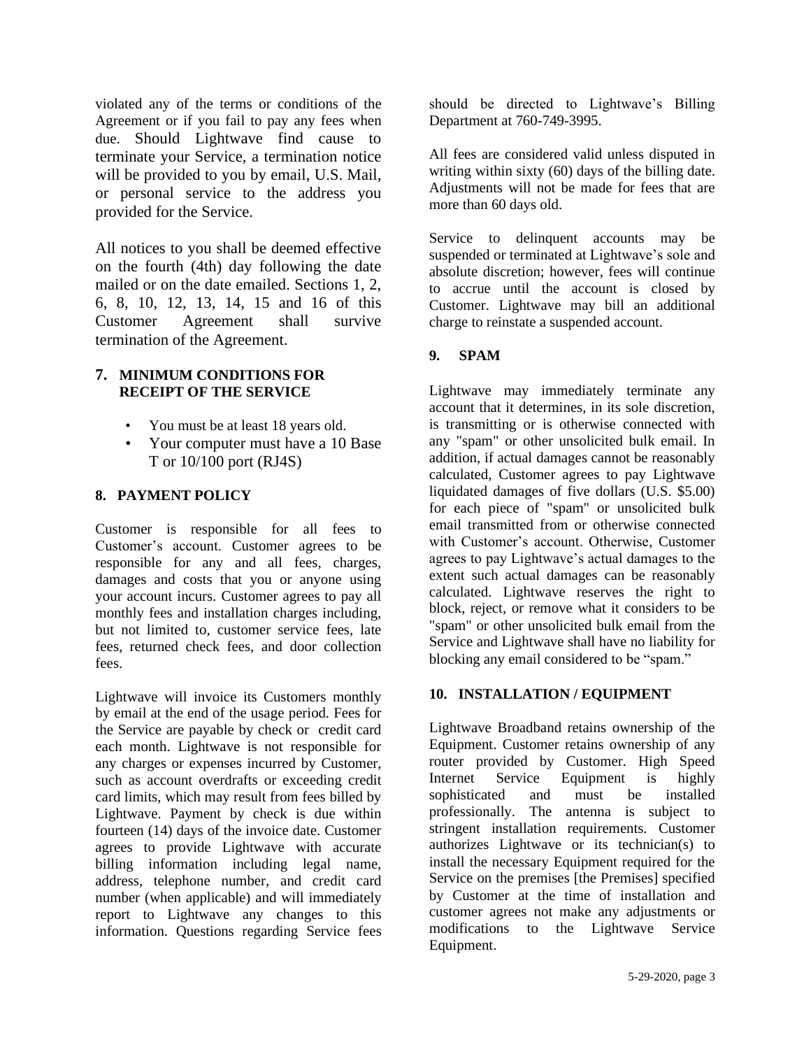violated any of the terms or conditions of the Agreement or if you fail to pay any fees when due. Should Lightwave find cause to terminate your Service, a termination notice will be provided to you by email, U.S. Mail, or personal service to the address you provided for the Service.

All notices to you shall be deemed effective on the fourth (4th) day following the date mailed or on the date emailed. Sections 1, 2, 6, 8, 10, 12, 13, 14, 15 and 16 of this Customer Agreement shall survive termination of the Agreement.

## 7. MINIMUM CONDITIONS FOR RECEIPT OF THE SERVICE

- You must be at least 18 years old.
- Your computer must have a 10 Base T or 10/100 port (RJ4S)

## 8. PAYMENT POLICY

Customer is responsible for all fees to Customer's account. Customer agrees to be responsible for any and all fees, charges, damages and costs that you or anyone using your account incurs. Customer agrees to pay all monthly fees and installation charges including, but not limited to, customer service fees, late fees, returned check fees, and door collection fees.

Lightwave will invoice its Customers monthly by email at the end of the usage period. Fees for the Service are payable by check or credit card each month. Lightwave is not responsible for any charges or expenses incurred by Customer, such as account overdrafts or exceeding credit card limits, which may result from fees billed by Lightwave. Payment by check is due within fourteen (14) days of the invoice date. Customer agrees to provide Lightwave with accurate billing information including legal name, address, telephone number, and credit card number (when applicable) and will immediately report to Lightwave any changes to this information. Questions regarding Service fees should be directed to Lightwave's Billing Department at 760-749-3995.

All fees are considered valid unless disputed in writing within sixty (60) days of the billing date. Adjustments will not be made for fees that are more than 60 days old.

Service to delinquent accounts may be suspended or terminated at Lightwave's sole and absolute discretion; however, fees will continue to accrue until the account is closed by Customer. Lightwave may bill an additional charge to reinstate a suspended account.

## 9. SPAM

Lightwave may immediately terminate any account that it determines, in its sole discretion, is transmitting or is otherwise connected with any "spam" or other unsolicited bulk email. In addition, if actual damages cannot be reasonably calculated, Customer agrees to pay Lightwave liquidated damages of five dollars (U.S. $5.00) for each piece of "spam" or unsolicited bulk email transmitted from or otherwise connected with Customer's account. Otherwise, Customer agrees to pay Lightwave's actual damages to the extent such actual damages can be reasonably calculated. Lightwave reserves the right to block, reject, or remove what it considers to be "spam" or other unsolicited bulk email from the Service and Lightwave shall have no liability for blocking any email considered to be "spam."

## 10. INSTALLATION / EQUIPMENT

Lightwave Broadband retains ownership of the Equipment. Customer retains ownership of any router provided by Customer. High Speed Internet Service Equipment is highly sophisticated and must be installed professionally. The antenna is subject to stringent installation requirements. Customer authorizes Lightwave or its technician(s) to install the necessary Equipment required for the Service on the premises [the Premises] specified by Customer at the time of installation and customer agrees not make any adjustments or modifications to the Lightwave Service Equipment.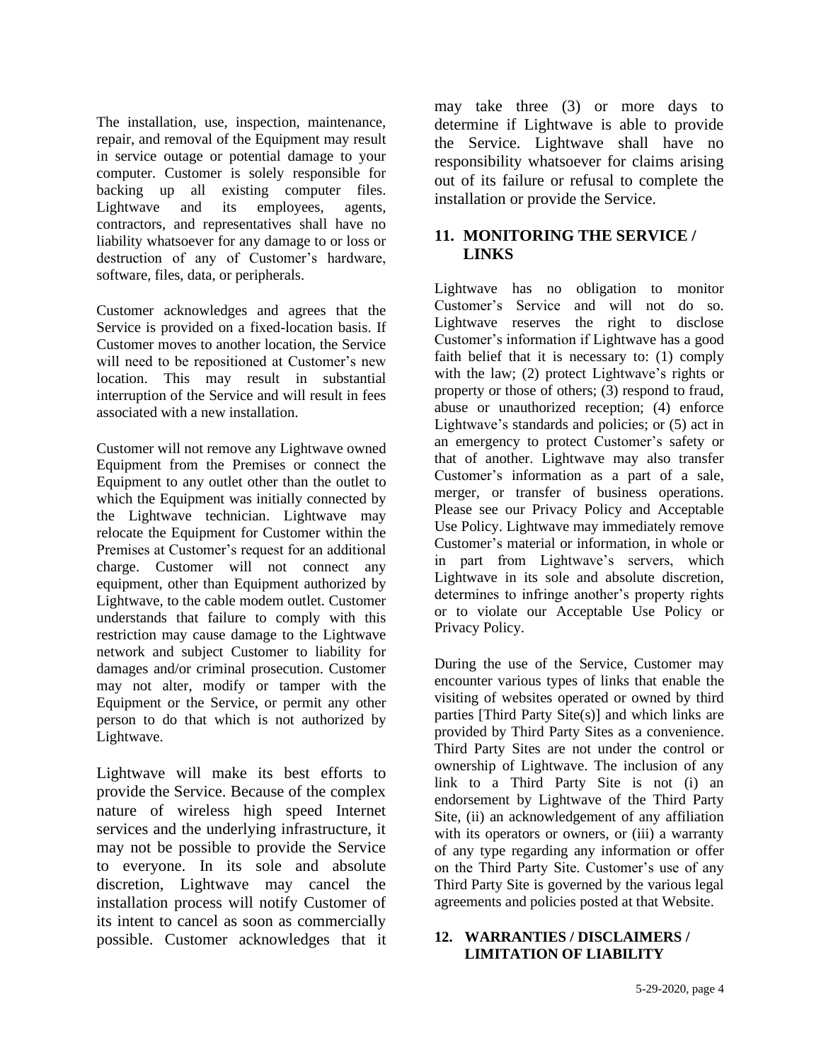The installation, use, inspection, maintenance, repair, and removal of the Equipment may result in service outage or potential damage to your computer. Customer is solely responsible for backing up all existing computer files. Lightwave and its employees, agents, contractors, and representatives shall have no liability whatsoever for any damage to or loss or destruction of any of Customer's hardware, software, files, data, or peripherals.

Customer acknowledges and agrees that the Service is provided on a fixed-location basis. If Customer moves to another location, the Service will need to be repositioned at Customer's new location. This may result in substantial interruption of the Service and will result in fees associated with a new installation.

Customer will not remove any Lightwave owned Equipment from the Premises or connect the Equipment to any outlet other than the outlet to which the Equipment was initially connected by the Lightwave technician. Lightwave may relocate the Equipment for Customer within the Premises at Customer's request for an additional charge. Customer will not connect any equipment, other than Equipment authorized by Lightwave, to the cable modem outlet. Customer understands that failure to comply with this restriction may cause damage to the Lightwave network and subject Customer to liability for damages and/or criminal prosecution. Customer may not alter, modify or tamper with the Equipment or the Service, or permit any other person to do that which is not authorized by Lightwave.

Lightwave will make its best efforts to provide the Service. Because of the complex nature of wireless high speed Internet services and the underlying infrastructure, it may not be possible to provide the Service to everyone. In its sole and absolute discretion, Lightwave may cancel the installation process will notify Customer of its intent to cancel as soon as commercially possible. Customer acknowledges that it may take three (3) or more days to determine if Lightwave is able to provide the Service. Lightwave shall have no responsibility whatsoever for claims arising out of its failure or refusal to complete the installation or provide the Service.

## 11. MONITORING THE SERVICE / LINKS

Lightwave has no obligation to monitor Customer's Service and will not do so. Lightwave reserves the right to disclose Customer's information if Lightwave has a good faith belief that it is necessary to: (1) comply with the law; (2) protect Lightwave's rights or property or those of others; (3) respond to fraud, abuse or unauthorized reception; (4) enforce Lightwave's standards and policies; or (5) act in an emergency to protect Customer's safety or that of another. Lightwave may also transfer Customer's information as a part of a sale, merger, or transfer of business operations. Please see our Privacy Policy and Acceptable Use Policy. Lightwave may immediately remove Customer's material or information, in whole or in part from Lightwave's servers, which Lightwave in its sole and absolute discretion, determines to infringe another's property rights or to violate our Acceptable Use Policy or Privacy Policy.

During the use of the Service, Customer may encounter various types of links that enable the visiting of websites operated or owned by third parties [Third Party Site(s)] and which links are provided by Third Party Sites as a convenience. Third Party Sites are not under the control or ownership of Lightwave. The inclusion of any link to a Third Party Site is not (i) an endorsement by Lightwave of the Third Party Site, (ii) an acknowledgement of any affiliation with its operators or owners, or (iii) a warranty of any type regarding any information or offer on the Third Party Site. Customer's use of any Third Party Site is governed by the various legal agreements and policies posted at that Website.

## 12. WARRANTIES / DISCLAIMERS / LIMITATION OF LIABILITY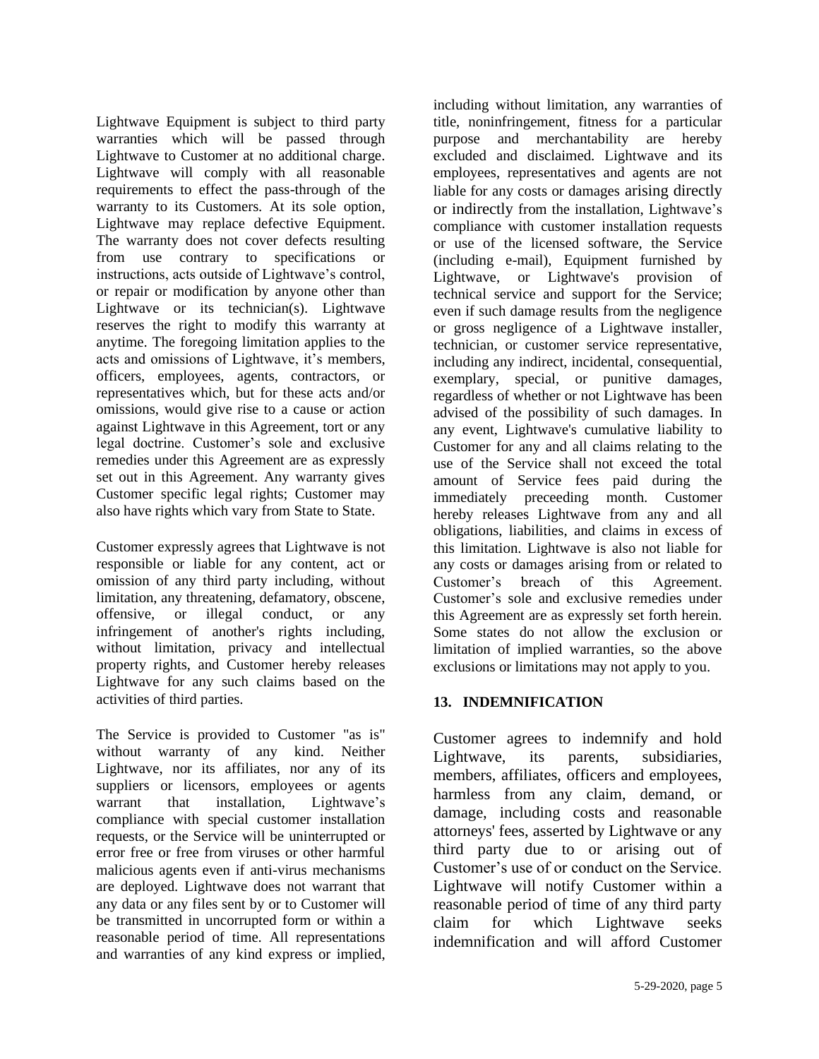Lightwave Equipment is subject to third party warranties which will be passed through Lightwave to Customer at no additional charge. Lightwave will comply with all reasonable requirements to effect the pass-through of the warranty to its Customers. At its sole option, Lightwave may replace defective Equipment. The warranty does not cover defects resulting from use contrary to specifications or instructions, acts outside of Lightwave's control, or repair or modification by anyone other than Lightwave or its technician(s). Lightwave reserves the right to modify this warranty at anytime. The foregoing limitation applies to the acts and omissions of Lightwave, it's members, officers, employees, agents, contractors, or representatives which, but for these acts and/or omissions, would give rise to a cause or action against Lightwave in this Agreement, tort or any legal doctrine. Customer's sole and exclusive remedies under this Agreement are as expressly set out in this Agreement. Any warranty gives Customer specific legal rights; Customer may also have rights which vary from State to State.

Customer expressly agrees that Lightwave is not responsible or liable for any content, act or omission of any third party including, without limitation, any threatening, defamatory, obscene, offensive, or illegal conduct, or any infringement of another's rights including, without limitation, privacy and intellectual property rights, and Customer hereby releases Lightwave for any such claims based on the activities of third parties.

The Service is provided to Customer "as is" without warranty of any kind. Neither Lightwave, nor its affiliates, nor any of its suppliers or licensors, employees or agents warrant that installation, Lightwave's compliance with special customer installation requests, or the Service will be uninterrupted or error free or free from viruses or other harmful malicious agents even if anti-virus mechanisms are deployed. Lightwave does not warrant that any data or any files sent by or to Customer will be transmitted in uncorrupted form or within a reasonable period of time. All representations and warranties of any kind express or implied, including without limitation, any warranties of title, noninfringement, fitness for a particular purpose and merchantability are hereby excluded and disclaimed. Lightwave and its employees, representatives and agents are not liable for any costs or damages arising directly or indirectly from the installation, Lightwave's compliance with customer installation requests or use of the licensed software, the Service (including e-mail), Equipment furnished by Lightwave, or Lightwave's provision of technical service and support for the Service; even if such damage results from the negligence or gross negligence of a Lightwave installer, technician, or customer service representative, including any indirect, incidental, consequential, exemplary, special, or punitive damages, regardless of whether or not Lightwave has been advised of the possibility of such damages. In any event, Lightwave's cumulative liability to Customer for any and all claims relating to the use of the Service shall not exceed the total amount of Service fees paid during the immediately preceeding month. Customer hereby releases Lightwave from any and all obligations, liabilities, and claims in excess of this limitation. Lightwave is also not liable for any costs or damages arising from or related to Customer's breach of this Agreement. Customer's sole and exclusive remedies under this Agreement are as expressly set forth herein. Some states do not allow the exclusion or limitation of implied warranties, so the above exclusions or limitations may not apply to you.

## 13. INDEMNIFICATION

Customer agrees to indemnify and hold Lightwave, its parents, subsidiaries, members, affiliates, officers and employees, harmless from any claim, demand, or damage, including costs and reasonable attorneys' fees, asserted by Lightwave or any third party due to or arising out of Customer's use of or conduct on the Service. Lightwave will notify Customer within a reasonable period of time of any third party claim for which Lightwave seeks indemnification and will afford Customer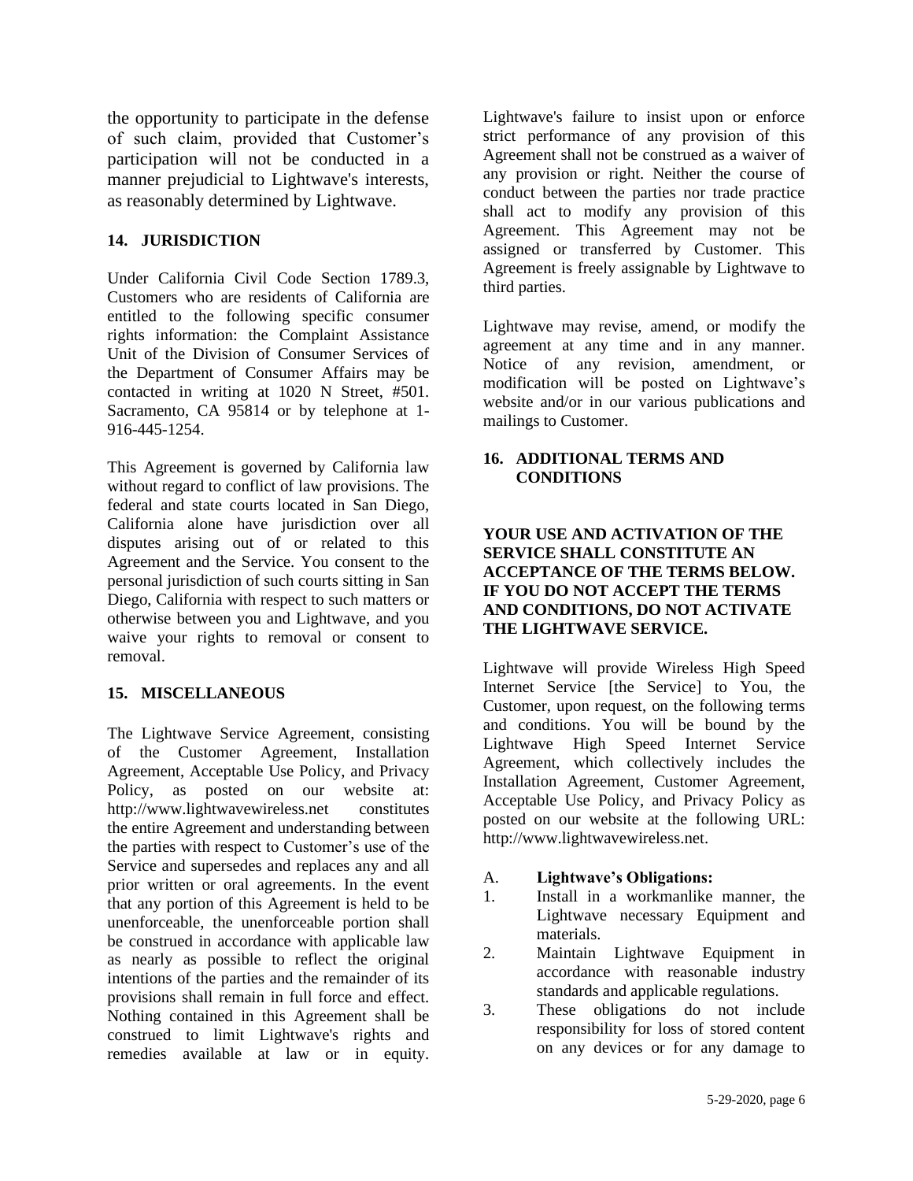the opportunity to participate in the defense of such claim, provided that Customer's participation will not be conducted in a manner prejudicial to Lightwave's interests, as reasonably determined by Lightwave.

## 14. JURISDICTION

Under California Civil Code Section 1789.3, Customers who are residents of California are entitled to the following specific consumer rights information: the Complaint Assistance Unit of the Division of Consumer Services of the Department of Consumer Affairs may be contacted in writing at 1020 N Street, #501. Sacramento, CA 95814 or by telephone at 1-916-445-1254.

This Agreement is governed by California law without regard to conflict of law provisions. The federal and state courts located in San Diego, California alone have jurisdiction over all disputes arising out of or related to this Agreement and the Service. You consent to the personal jurisdiction of such courts sitting in San Diego, California with respect to such matters or otherwise between you and Lightwave, and you waive your rights to removal or consent to removal.

## 15. MISCELLANEOUS

The Lightwave Service Agreement, consisting of the Customer Agreement, Installation Agreement, Acceptable Use Policy, and Privacy Policy, as posted on our website at: http://www.lightwavewireless.net constitutes the entire Agreement and understanding between the parties with respect to Customer's use of the Service and supersedes and replaces any and all prior written or oral agreements. In the event that any portion of this Agreement is held to be unenforceable, the unenforceable portion shall be construed in accordance with applicable law as nearly as possible to reflect the original intentions of the parties and the remainder of its provisions shall remain in full force and effect. Nothing contained in this Agreement shall be construed to limit Lightwave's rights and remedies available at law or in equity. Lightwave's failure to insist upon or enforce strict performance of any provision of this Agreement shall not be construed as a waiver of any provision or right. Neither the course of conduct between the parties nor trade practice shall act to modify any provision of this Agreement. This Agreement may not be assigned or transferred by Customer. This Agreement is freely assignable by Lightwave to third parties.

Lightwave may revise, amend, or modify the agreement at any time and in any manner. Notice of any revision, amendment, or modification will be posted on Lightwave's website and/or in our various publications and mailings to Customer.

## 16. ADDITIONAL TERMS AND CONDITIONS

**YOUR USE AND ACTIVATION OF THE SERVICE SHALL CONSTITUTE AN ACCEPTANCE OF THE TERMS BELOW. IF YOU DO NOT ACCEPT THE TERMS AND CONDITIONS, DO NOT ACTIVATE THE LIGHTWAVE SERVICE.**

Lightwave will provide Wireless High Speed Internet Service [the Service] to You, the Customer, upon request, on the following terms and conditions. You will be bound by the Lightwave High Speed Internet Service Agreement, which collectively includes the Installation Agreement, Customer Agreement, Acceptable Use Policy, and Privacy Policy as posted on our website at the following URL: http://www.lightwavewireless.net.

A. **Lightwave's Obligations:**

1. Install in a workmanlike manner, the Lightwave necessary Equipment and materials.
2. Maintain Lightwave Equipment in accordance with reasonable industry standards and applicable regulations.
3. These obligations do not include responsibility for loss of stored content on any devices or for any damage to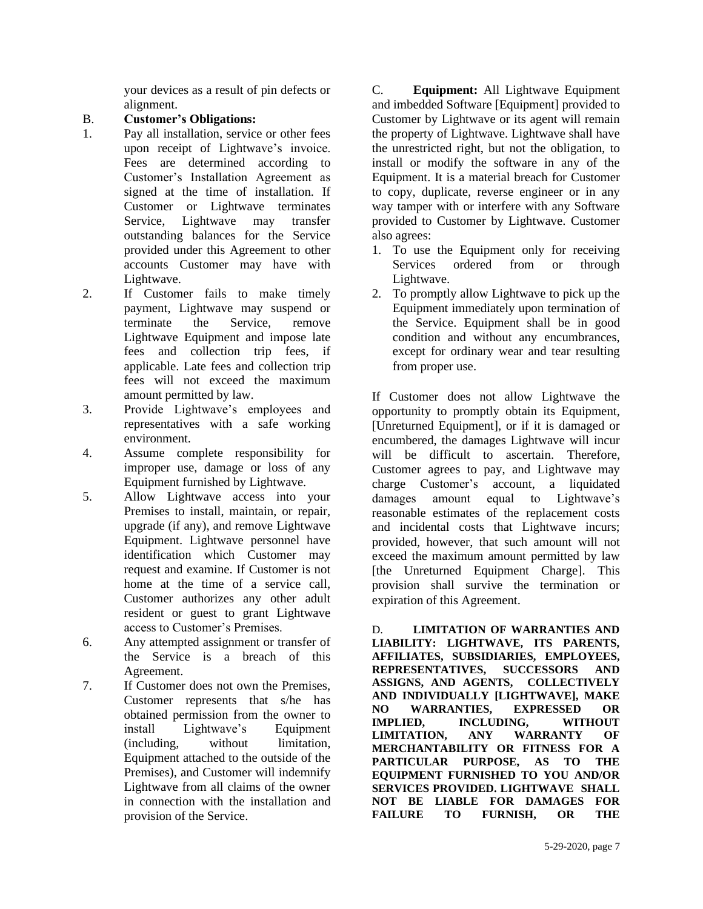your devices as a result of pin defects or alignment.

B. **Customer's Obligations:**

1. Pay all installation, service or other fees upon receipt of Lightwave's invoice. Fees are determined according to Customer's Installation Agreement as signed at the time of installation. If Customer or Lightwave terminates Service, Lightwave may transfer outstanding balances for the Service provided under this Agreement to other accounts Customer may have with Lightwave.
2. If Customer fails to make timely payment, Lightwave may suspend or terminate the Service, remove Lightwave Equipment and impose late fees and collection trip fees, if applicable. Late fees and collection trip fees will not exceed the maximum amount permitted by law.
3. Provide Lightwave's employees and representatives with a safe working environment.
4. Assume complete responsibility for improper use, damage or loss of any Equipment furnished by Lightwave.
5. Allow Lightwave access into your Premises to install, maintain, or repair, upgrade (if any), and remove Lightwave Equipment. Lightwave personnel have identification which Customer may request and examine. If Customer is not home at the time of a service call, Customer authorizes any other adult resident or guest to grant Lightwave access to Customer's Premises.
6. Any attempted assignment or transfer of the Service is a breach of this Agreement.
7. If Customer does not own the Premises, Customer represents that s/he has obtained permission from the owner to install Lightwave's Equipment (including, without limitation, Equipment attached to the outside of the Premises), and Customer will indemnify Lightwave from all claims of the owner in connection with the installation and provision of the Service.

C. **Equipment:** All Lightwave Equipment and imbedded Software [Equipment] provided to Customer by Lightwave or its agent will remain the property of Lightwave. Lightwave shall have the unrestricted right, but not the obligation, to install or modify the software in any of the Equipment. It is a material breach for Customer to copy, duplicate, reverse engineer or in any way tamper with or interfere with any Software provided to Customer by Lightwave. Customer also agrees:

1. To use the Equipment only for receiving Services ordered from or through Lightwave.
2. To promptly allow Lightwave to pick up the Equipment immediately upon termination of the Service. Equipment shall be in good condition and without any encumbrances, except for ordinary wear and tear resulting from proper use.

If Customer does not allow Lightwave the opportunity to promptly obtain its Equipment, [Unreturned Equipment], or if it is damaged or encumbered, the damages Lightwave will incur will be difficult to ascertain. Therefore, Customer agrees to pay, and Lightwave may charge Customer's account, a liquidated damages amount equal to Lightwave's reasonable estimates of the replacement costs and incidental costs that Lightwave incurs; provided, however, that such amount will not exceed the maximum amount permitted by law [the Unreturned Equipment Charge]. This provision shall survive the termination or expiration of this Agreement.

D. **LIMITATION OF WARRANTIES AND LIABILITY: LIGHTWAVE, ITS PARENTS, AFFILIATES, SUBSIDIARIES, EMPLOYEES, REPRESENTATIVES, SUCCESSORS AND ASSIGNS, AND AGENTS, COLLECTIVELY AND INDIVIDUALLY [LIGHTWAVE], MAKE NO WARRANTIES, EXPRESSED OR IMPLIED, INCLUDING, WITHOUT LIMITATION, ANY WARRANTY OF MERCHANTABILITY OR FITNESS FOR A PARTICULAR PURPOSE, AS TO THE EQUIPMENT FURNISHED TO YOU AND/OR SERVICES PROVIDED. LIGHTWAVE SHALL NOT BE LIABLE FOR DAMAGES FOR FAILURE TO FURNISH, OR THE**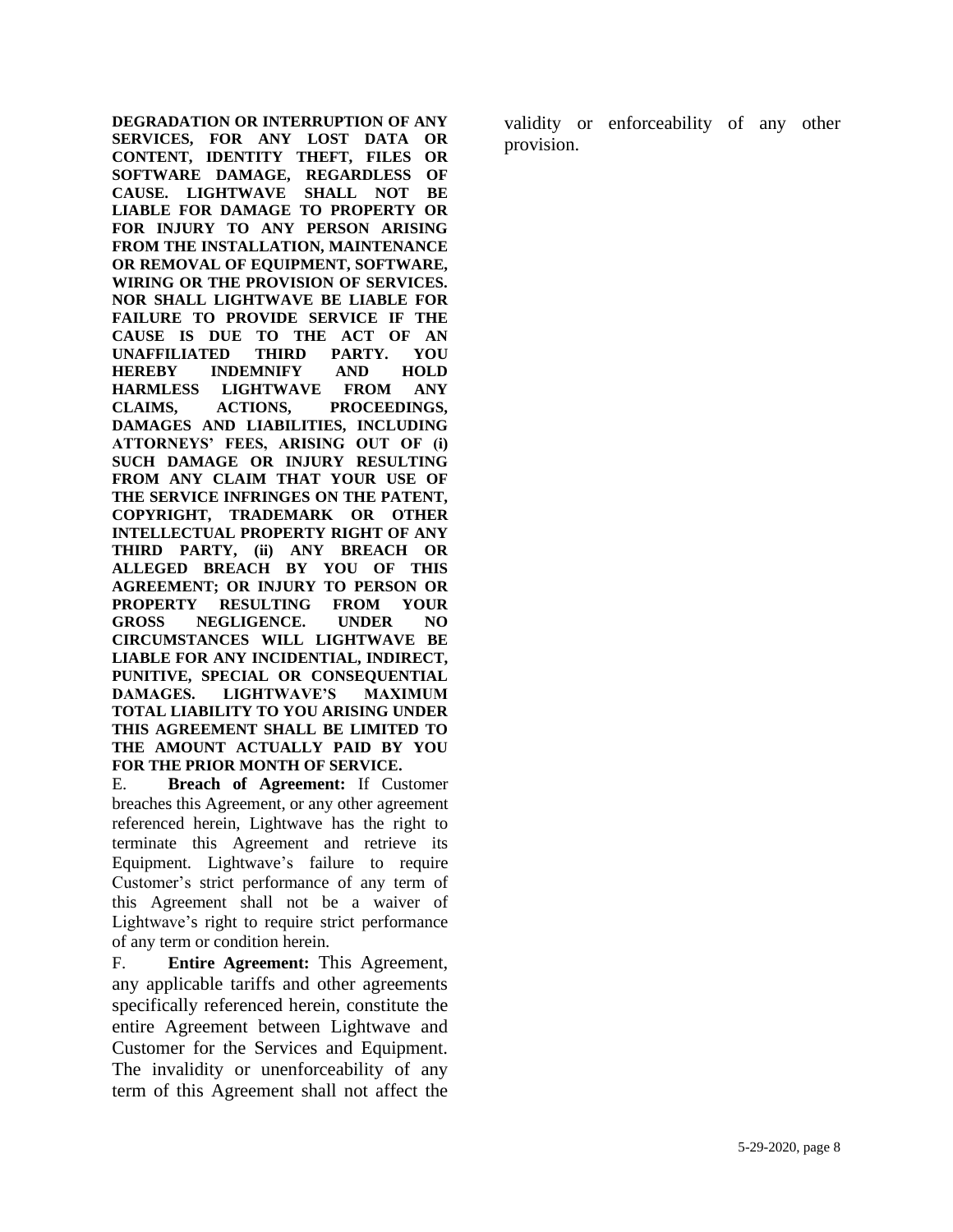**DEGRADATION OR INTERRUPTION OF ANY SERVICES, FOR ANY LOST DATA OR CONTENT, IDENTITY THEFT, FILES OR SOFTWARE DAMAGE, REGARDLESS OF CAUSE. LIGHTWAVE SHALL NOT BE LIABLE FOR DAMAGE TO PROPERTY OR FOR INJURY TO ANY PERSON ARISING FROM THE INSTALLATION, MAINTENANCE OR REMOVAL OF EQUIPMENT, SOFTWARE, WIRING OR THE PROVISION OF SERVICES. NOR SHALL LIGHTWAVE BE LIABLE FOR FAILURE TO PROVIDE SERVICE IF THE CAUSE IS DUE TO THE ACT OF AN UNAFFILIATED THIRD PARTY. YOU HEREBY INDEMNIFY AND HOLD HARMLESS LIGHTWAVE FROM ANY CLAIMS, ACTIONS, PROCEEDINGS, DAMAGES AND LIABILITIES, INCLUDING ATTORNEYS' FEES, ARISING OUT OF (i) SUCH DAMAGE OR INJURY RESULTING FROM ANY CLAIM THAT YOUR USE OF THE SERVICE INFRINGES ON THE PATENT, COPYRIGHT, TRADEMARK OR OTHER INTELLECTUAL PROPERTY RIGHT OF ANY THIRD PARTY, (ii) ANY BREACH OR ALLEGED BREACH BY YOU OF THIS AGREEMENT; OR INJURY TO PERSON OR PROPERTY RESULTING FROM YOUR GROSS NEGLIGENCE. UNDER NO CIRCUMSTANCES WILL LIGHTWAVE BE LIABLE FOR ANY INCIDENTIAL, INDIRECT, PUNITIVE, SPECIAL OR CONSEQUENTIAL DAMAGES. LIGHTWAVE'S MAXIMUM TOTAL LIABILITY TO YOU ARISING UNDER THIS AGREEMENT SHALL BE LIMITED TO THE AMOUNT ACTUALLY PAID BY YOU FOR THE PRIOR MONTH OF SERVICE.**

E. **Breach of Agreement:** If Customer breaches this Agreement, or any other agreement referenced herein, Lightwave has the right to terminate this Agreement and retrieve its Equipment. Lightwave's failure to require Customer's strict performance of any term of this Agreement shall not be a waiver of Lightwave's right to require strict performance of any term or condition herein.

F. **Entire Agreement:** This Agreement, any applicable tariffs and other agreements specifically referenced herein, constitute the entire Agreement between Lightwave and Customer for the Services and Equipment. The invalidity or unenforceability of any term of this Agreement shall not affect the validity or enforceability of any other provision.